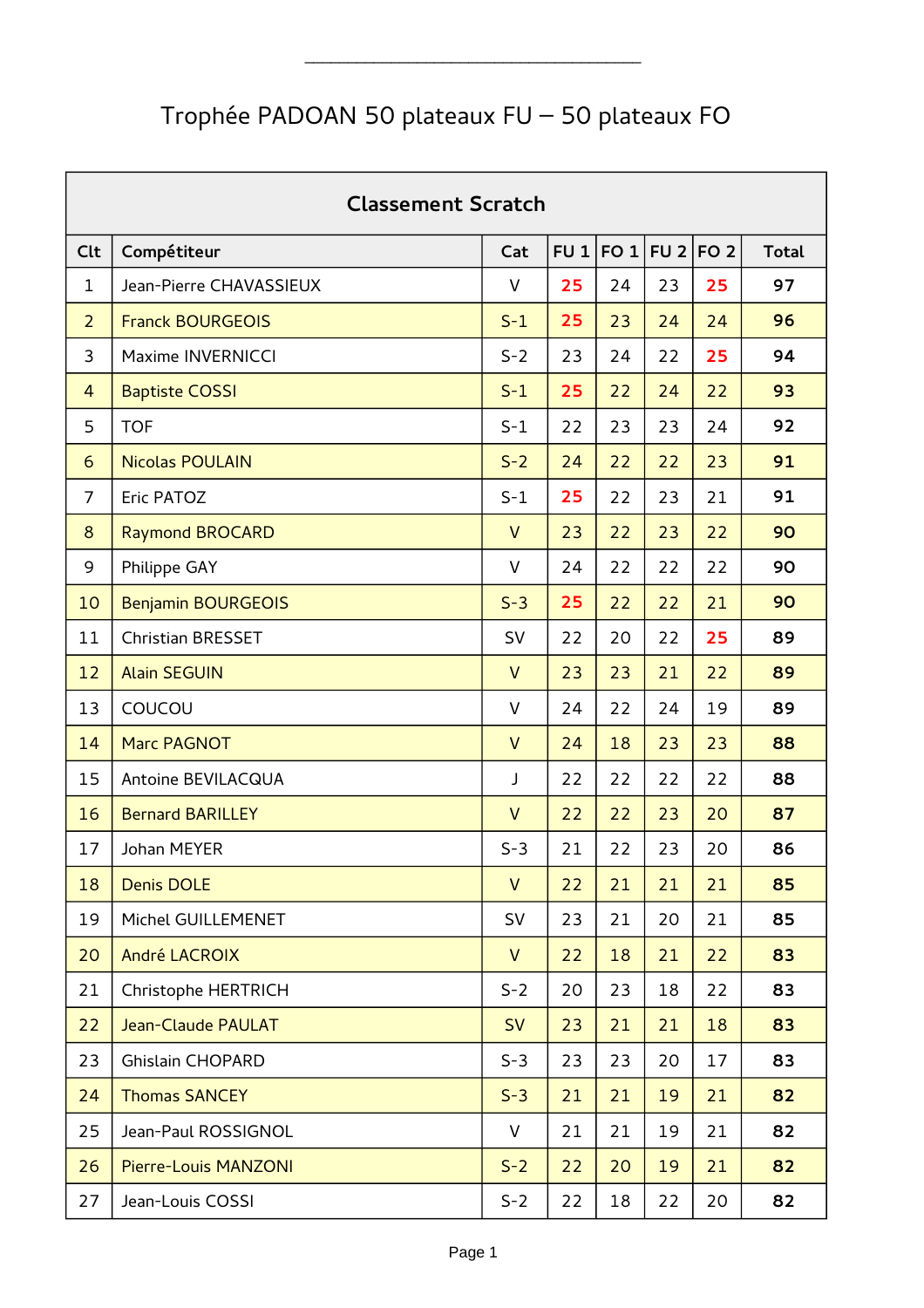# Trophée PADOAN 50 plateaux FU – 50 plateaux FO

| Classement Scratch | | | | | | | |
|---|---|---|---|---|---|---|---|
| **Clt** | **Compétiteur** | **Cat** | **FU 1** | **FO 1** | **FU 2** | **FO 2** | **Total** |
| 1 | Jean-Pierre CHAVASSIEUX | V | **25** | 24 | 23 | **25** | **97** |
| 2 | Franck BOURGEOIS | S-1 | **25** | 23 | 24 | 24 | **96** |
| 3 | Maxime INVERNICCI | S-2 | 23 | 24 | 22 | **25** | **94** |
| 4 | Baptiste COSSI | S-1 | **25** | 22 | 24 | 22 | **93** |
| 5 | TOF | S-1 | 22 | 23 | 23 | 24 | **92** |
| 6 | Nicolas POULAIN | S-2 | 24 | 22 | 22 | 23 | **91** |
| 7 | Eric PATOZ | S-1 | **25** | 22 | 23 | 21 | **91** |
| 8 | Raymond BROCARD | V | 23 | 22 | 23 | 22 | **90** |
| 9 | Philippe GAY | V | 24 | 22 | 22 | 22 | **90** |
| 10 | Benjamin BOURGEOIS | S-3 | **25** | 22 | 22 | 21 | **90** |
| 11 | Christian BRESSET | SV | 22 | 20 | 22 | **25** | **89** |
| 12 | Alain SEGUIN | V | 23 | 23 | 21 | 22 | **89** |
| 13 | COUCOU | V | 24 | 22 | 24 | 19 | **89** |
| 14 | Marc PAGNOT | V | 24 | 18 | 23 | 23 | **88** |
| 15 | Antoine BEVILACQUA | J | 22 | 22 | 22 | 22 | **88** |
| 16 | Bernard BARILLEY | V | 22 | 22 | 23 | 20 | **87** |
| 17 | Johan MEYER | S-3 | 21 | 22 | 23 | 20 | **86** |
| 18 | Denis DOLE | V | 22 | 21 | 21 | 21 | **85** |
| 19 | Michel GUILLEMENET | SV | 23 | 21 | 20 | 21 | **85** |
| 20 | André LACROIX | V | 22 | 18 | 21 | 22 | **83** |
| 21 | Christophe HERTRICH | S-2 | 20 | 23 | 18 | 22 | **83** |
| 22 | Jean-Claude PAULAT | SV | 23 | 21 | 21 | 18 | **83** |
| 23 | Ghislain CHOPARD | S-3 | 23 | 23 | 20 | 17 | **83** |
| 24 | Thomas SANCEY | S-3 | 21 | 21 | 19 | 21 | **82** |
| 25 | Jean-Paul ROSSIGNOL | V | 21 | 21 | 19 | 21 | **82** |
| 26 | Pierre-Louis MANZONI | S-2 | 22 | 20 | 19 | 21 | **82** |
| 27 | Jean-Louis COSSI | S-2 | 22 | 18 | 22 | 20 | **82** |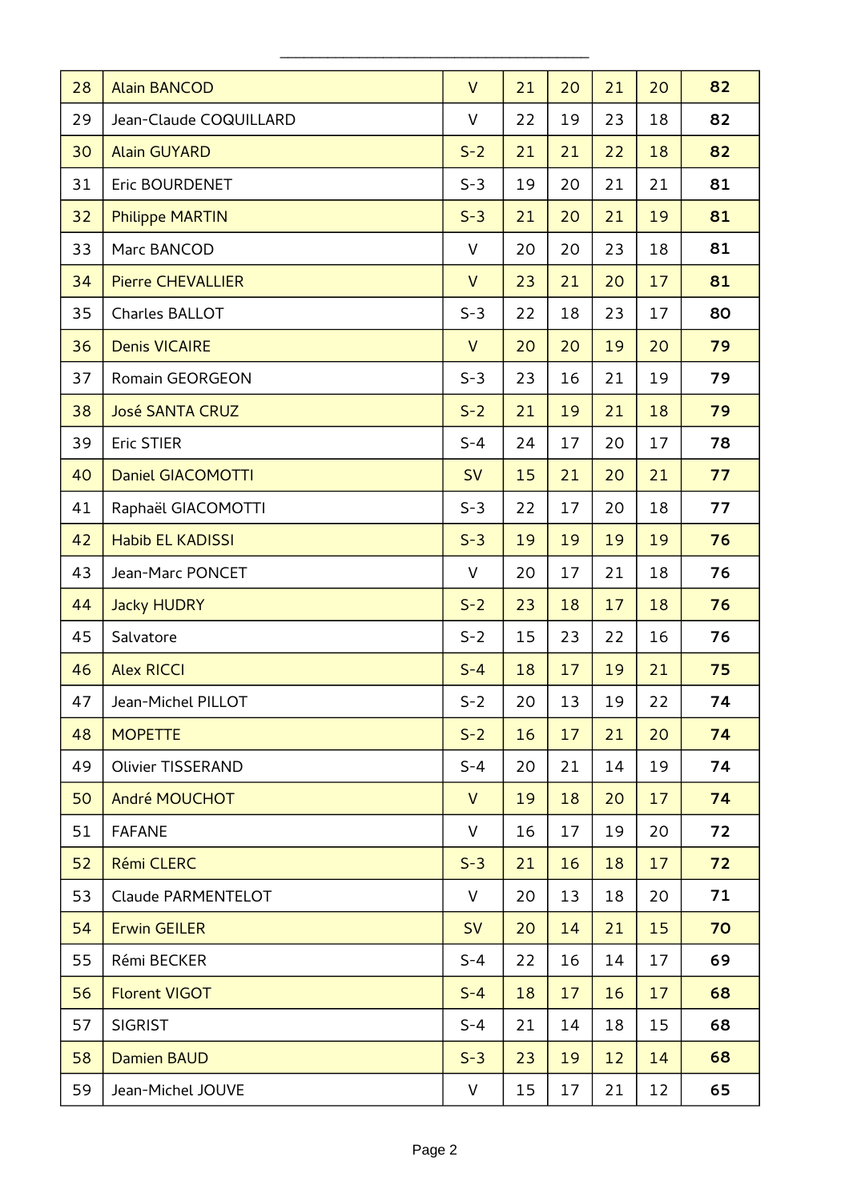| | | | | | | | |
|---|---|---|---|---|---|---|---|
| 28 | Alain BANCOD | V | 21 | 20 | 21 | 20 | **82** |
| 29 | Jean-Claude COQUILLARD | V | 22 | 19 | 23 | 18 | **82** |
| 30 | Alain GUYARD | S-2 | 21 | 21 | 22 | 18 | **82** |
| 31 | Eric BOURDENET | S-3 | 19 | 20 | 21 | 21 | **81** |
| 32 | Philippe MARTIN | S-3 | 21 | 20 | 21 | 19 | **81** |
| 33 | Marc BANCOD | V | 20 | 20 | 23 | 18 | **81** |
| 34 | Pierre CHEVALLIER | V | 23 | 21 | 20 | 17 | **81** |
| 35 | Charles BALLOT | S-3 | 22 | 18 | 23 | 17 | **80** |
| 36 | Denis VICAIRE | V | 20 | 20 | 19 | 20 | **79** |
| 37 | Romain GEORGEON | S-3 | 23 | 16 | 21 | 19 | **79** |
| 38 | José SANTA CRUZ | S-2 | 21 | 19 | 21 | 18 | **79** |
| 39 | Eric STIER | S-4 | 24 | 17 | 20 | 17 | **78** |
| 40 | Daniel GIACOMOTTI | SV | 15 | 21 | 20 | 21 | **77** |
| 41 | Raphaël GIACOMOTTI | S-3 | 22 | 17 | 20 | 18 | **77** |
| 42 | Habib EL KADISSI | S-3 | 19 | 19 | 19 | 19 | **76** |
| 43 | Jean-Marc PONCET | V | 20 | 17 | 21 | 18 | **76** |
| 44 | Jacky HUDRY | S-2 | 23 | 18 | 17 | 18 | **76** |
| 45 | Salvatore | S-2 | 15 | 23 | 22 | 16 | **76** |
| 46 | Alex RICCI | S-4 | 18 | 17 | 19 | 21 | **75** |
| 47 | Jean-Michel PILLOT | S-2 | 20 | 13 | 19 | 22 | **74** |
| 48 | MOPETTE | S-2 | 16 | 17 | 21 | 20 | **74** |
| 49 | Olivier TISSERAND | S-4 | 20 | 21 | 14 | 19 | **74** |
| 50 | André MOUCHOT | V | 19 | 18 | 20 | 17 | **74** |
| 51 | FAFANE | V | 16 | 17 | 19 | 20 | **72** |
| 52 | Rémi CLERC | S-3 | 21 | 16 | 18 | 17 | **72** |
| 53 | Claude PARMENTELOT | V | 20 | 13 | 18 | 20 | **71** |
| 54 | Erwin GEILER | SV | 20 | 14 | 21 | 15 | **70** |
| 55 | Rémi BECKER | S-4 | 22 | 16 | 14 | 17 | **69** |
| 56 | Florent VIGOT | S-4 | 18 | 17 | 16 | 17 | **68** |
| 57 | SIGRIST | S-4 | 21 | 14 | 18 | 15 | **68** |
| 58 | Damien BAUD | S-3 | 23 | 19 | 12 | 14 | **68** |
| 59 | Jean-Michel JOUVE | V | 15 | 17 | 21 | 12 | **65** |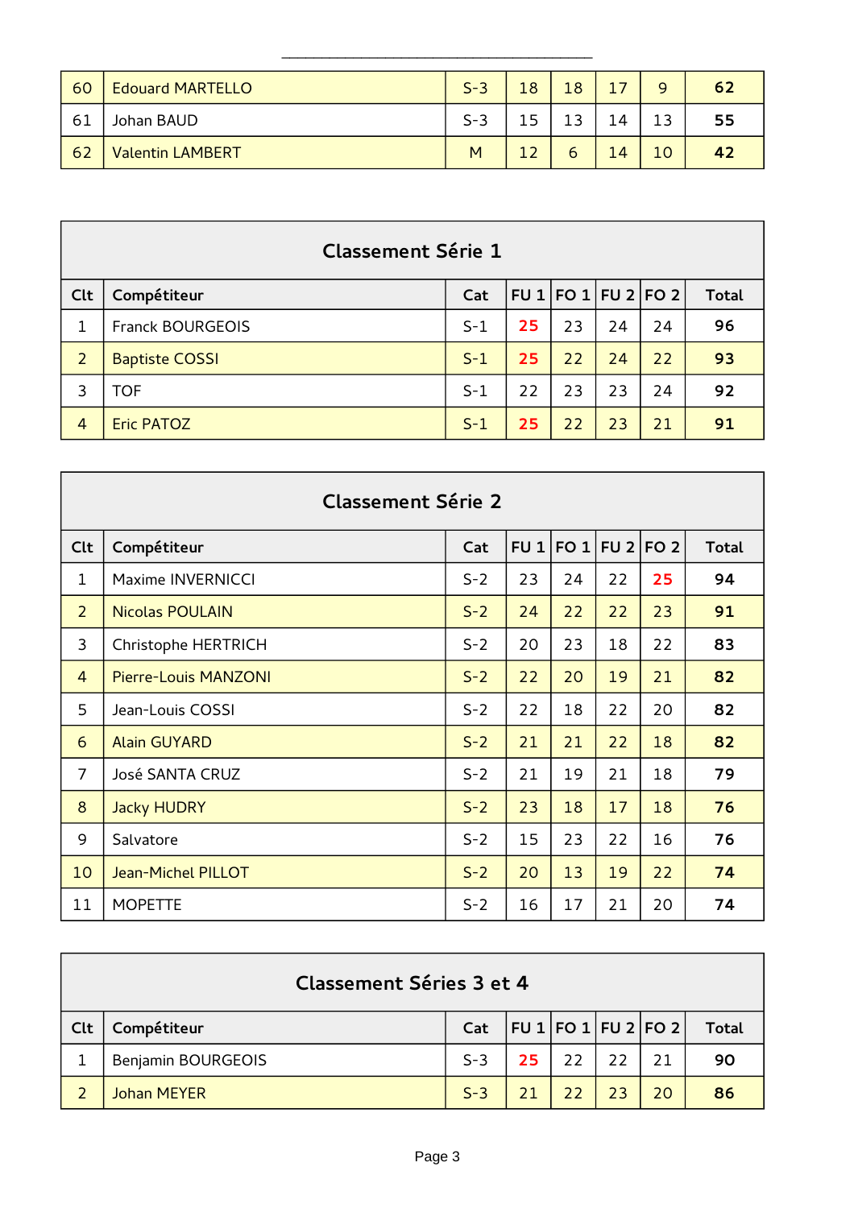| 60 | Edouard MARTELLO | S-3 | 18 | 18 | 17 | 9 | **62** |
|---|---|---|---|---|---|---|---|
| 61 | Johan BAUD | S-3 | 15 | 13 | 14 | 13 | **55** |
| 62 | Valentin LAMBERT | M | 12 | 6 | 14 | 10 | **42** |

## Classement Série 1

| Clt | Compétiteur | Cat | FU 1 | FO 1 | FU 2 | FO 2 | Total |
|---|---|---|---|---|---|---|---|
| 1 | Franck BOURGEOIS | S-1 | **25** | 23 | 24 | 24 | **96** |
| 2 | Baptiste COSSI | S-1 | **25** | 22 | 24 | 22 | **93** |
| 3 | TOF | S-1 | 22 | 23 | 23 | 24 | **92** |
| 4 | Eric PATOZ | S-1 | **25** | 22 | 23 | 21 | **91** |

## Classement Série 2

| Clt | Compétiteur | Cat | FU 1 | FO 1 | FU 2 | FO 2 | Total |
|---|---|---|---|---|---|---|---|
| 1 | Maxime INVERNICCI | S-2 | 23 | 24 | 22 | **25** | **94** |
| 2 | Nicolas POULAIN | S-2 | 24 | 22 | 22 | 23 | **91** |
| 3 | Christophe HERTRICH | S-2 | 20 | 23 | 18 | 22 | **83** |
| 4 | Pierre-Louis MANZONI | S-2 | 22 | 20 | 19 | 21 | **82** |
| 5 | Jean-Louis COSSI | S-2 | 22 | 18 | 22 | 20 | **82** |
| 6 | Alain GUYARD | S-2 | 21 | 21 | 22 | 18 | **82** |
| 7 | José SANTA CRUZ | S-2 | 21 | 19 | 21 | 18 | **79** |
| 8 | Jacky HUDRY | S-2 | 23 | 18 | 17 | 18 | **76** |
| 9 | Salvatore | S-2 | 15 | 23 | 22 | 16 | **76** |
| 10 | Jean-Michel PILLOT | S-2 | 20 | 13 | 19 | 22 | **74** |
| 11 | MOPETTE | S-2 | 16 | 17 | 21 | 20 | **74** |

## Classement Séries 3 et 4

| Clt | Compétiteur | Cat | FU 1 | FO 1 | FU 2 | FO 2 | Total |
|---|---|---|---|---|---|---|---|
| 1 | Benjamin BOURGEOIS | S-3 | **25** | 22 | 22 | 21 | **90** |
| 2 | Johan MEYER | S-3 | 21 | 22 | 23 | 20 | **86** |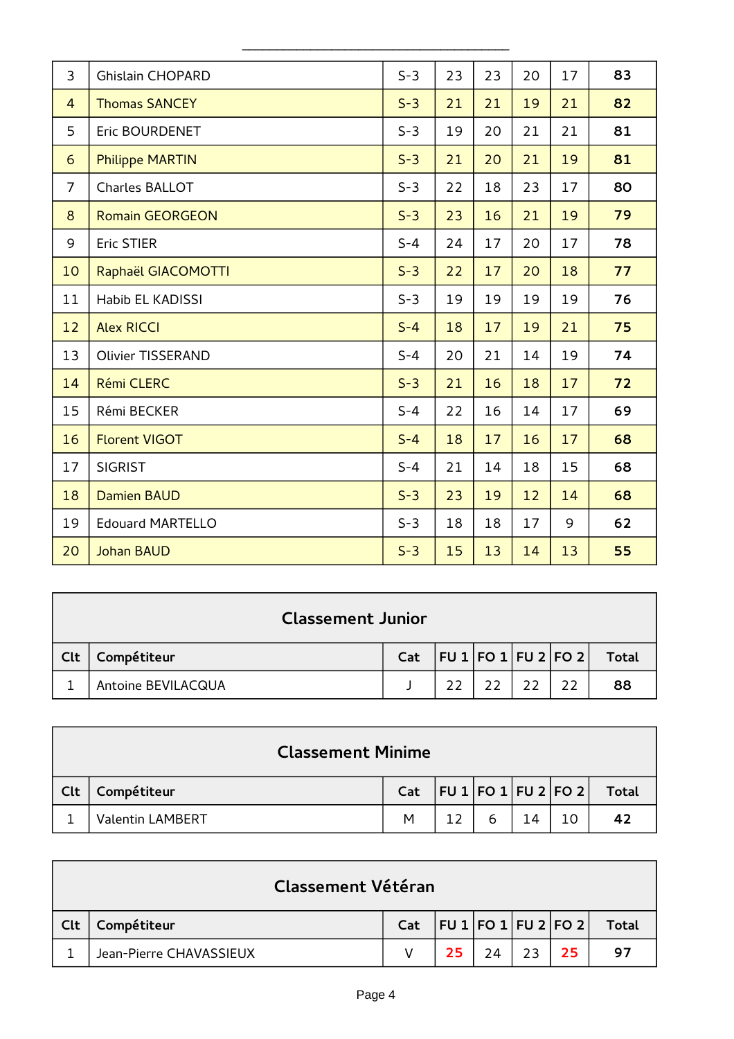| | | | | | | | |
|---|---|---|---|---|---|---|---|
| 3 | Ghislain CHOPARD | S-3 | 23 | 23 | 20 | 17 | **83** |
| 4 | Thomas SANCEY | S-3 | 21 | 21 | 19 | 21 | **82** |
| 5 | Eric BOURDENET | S-3 | 19 | 20 | 21 | 21 | **81** |
| 6 | Philippe MARTIN | S-3 | 21 | 20 | 21 | 19 | **81** |
| 7 | Charles BALLOT | S-3 | 22 | 18 | 23 | 17 | **80** |
| 8 | Romain GEORGEON | S-3 | 23 | 16 | 21 | 19 | **79** |
| 9 | Eric STIER | S-4 | 24 | 17 | 20 | 17 | **78** |
| 10 | Raphaël GIACOMOTTI | S-3 | 22 | 17 | 20 | 18 | **77** |
| 11 | Habib EL KADISSI | S-3 | 19 | 19 | 19 | 19 | **76** |
| 12 | Alex RICCI | S-4 | 18 | 17 | 19 | 21 | **75** |
| 13 | Olivier TISSERAND | S-4 | 20 | 21 | 14 | 19 | **74** |
| 14 | Rémi CLERC | S-3 | 21 | 16 | 18 | 17 | **72** |
| 15 | Rémi BECKER | S-4 | 22 | 16 | 14 | 17 | **69** |
| 16 | Florent VIGOT | S-4 | 18 | 17 | 16 | 17 | **68** |
| 17 | SIGRIST | S-4 | 21 | 14 | 18 | 15 | **68** |
| 18 | Damien BAUD | S-3 | 23 | 19 | 12 | 14 | **68** |
| 19 | Edouard MARTELLO | S-3 | 18 | 18 | 17 | 9 | **62** |
| 20 | Johan BAUD | S-3 | 15 | 13 | 14 | 13 | **55** |

## Classement Junior

| Clt | Compétiteur | Cat | FU 1 | FO 1 | FU 2 | FO 2 | Total |
|---|---|---|---|---|---|---|---|
| 1 | Antoine BEVILACQUA | J | 22 | 22 | 22 | 22 | **88** |

## Classement Minime

| Clt | Compétiteur | Cat | FU 1 | FO 1 | FU 2 | FO 2 | Total |
|---|---|---|---|---|---|---|---|
| 1 | Valentin LAMBERT | M | 12 | 6 | 14 | 10 | **42** |

## Classement Vétéran

| Clt | Compétiteur | Cat | FU 1 | FO 1 | FU 2 | FO 2 | Total |
|---|---|---|---|---|---|---|---|
| 1 | Jean-Pierre CHAVASSIEUX | V | 25 | 24 | 23 | 25 | **97** |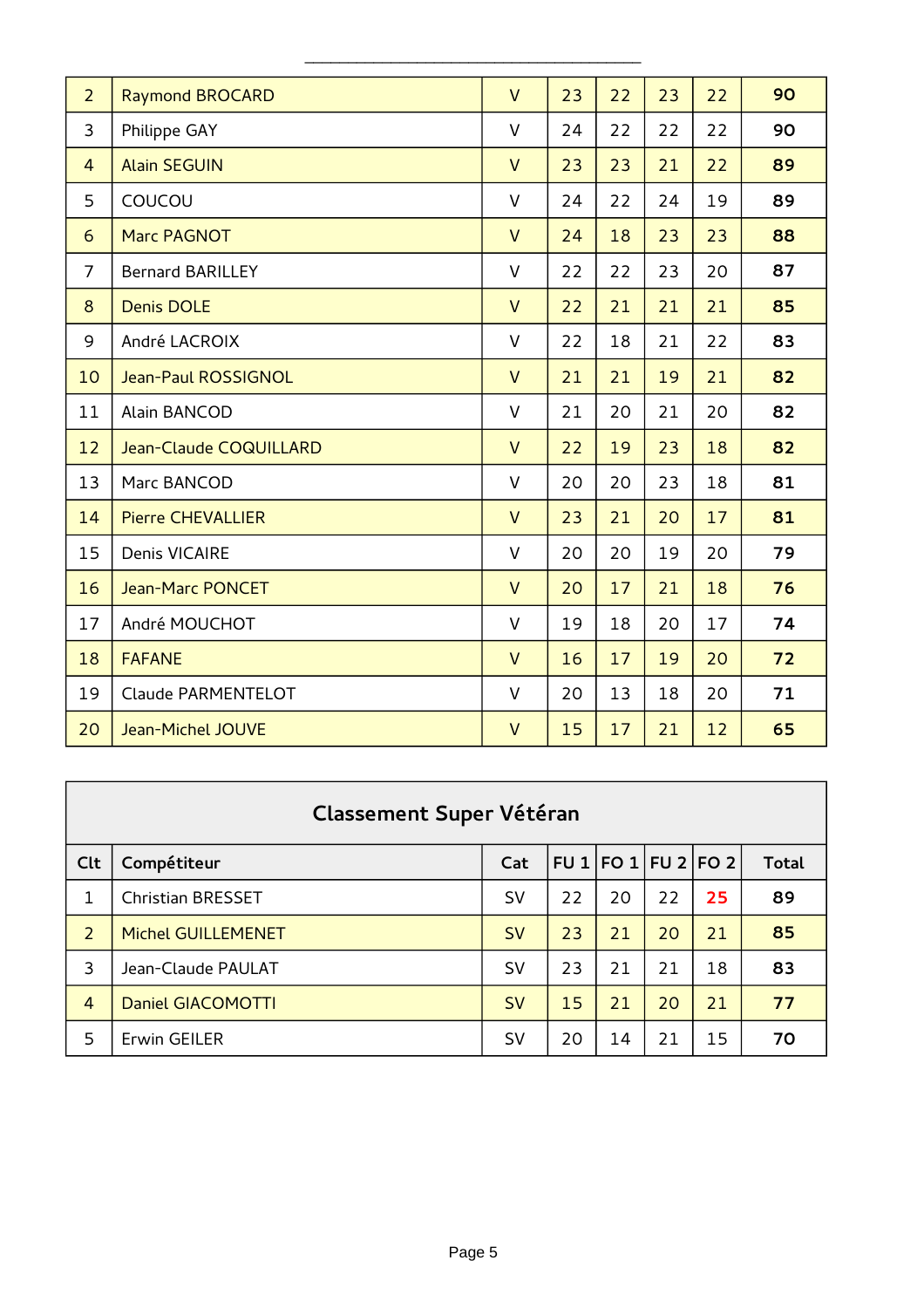| | | | | | | | |
|---|---|---|---|---|---|---|---|
| 2 | Raymond BROCARD | V | 23 | 22 | 23 | 22 | **90** |
| 3 | Philippe GAY | V | 24 | 22 | 22 | 22 | **90** |
| 4 | Alain SEGUIN | V | 23 | 23 | 21 | 22 | **89** |
| 5 | COUCOU | V | 24 | 22 | 24 | 19 | **89** |
| 6 | Marc PAGNOT | V | 24 | 18 | 23 | 23 | **88** |
| 7 | Bernard BARILLEY | V | 22 | 22 | 23 | 20 | **87** |
| 8 | Denis DOLE | V | 22 | 21 | 21 | 21 | **85** |
| 9 | André LACROIX | V | 22 | 18 | 21 | 22 | **83** |
| 10 | Jean-Paul ROSSIGNOL | V | 21 | 21 | 19 | 21 | **82** |
| 11 | Alain BANCOD | V | 21 | 20 | 21 | 20 | **82** |
| 12 | Jean-Claude COQUILLARD | V | 22 | 19 | 23 | 18 | **82** |
| 13 | Marc BANCOD | V | 20 | 20 | 23 | 18 | **81** |
| 14 | Pierre CHEVALLIER | V | 23 | 21 | 20 | 17 | **81** |
| 15 | Denis VICAIRE | V | 20 | 20 | 19 | 20 | **79** |
| 16 | Jean-Marc PONCET | V | 20 | 17 | 21 | 18 | **76** |
| 17 | André MOUCHOT | V | 19 | 18 | 20 | 17 | **74** |
| 18 | FAFANE | V | 16 | 17 | 19 | 20 | **72** |
| 19 | Claude PARMENTELOT | V | 20 | 13 | 18 | 20 | **71** |
| 20 | Jean-Michel JOUVE | V | 15 | 17 | 21 | 12 | **65** |

## Classement Super Vétéran

| Clt | Compétiteur | Cat | FU 1 | FO 1 | FU 2 | FO 2 | Total |
|---|---|---|---|---|---|---|---|
| 1 | Christian BRESSET | SV | 22 | 20 | 22 | **25** | **89** |
| 2 | Michel GUILLEMENET | SV | 23 | 21 | 20 | 21 | **85** |
| 3 | Jean-Claude PAULAT | SV | 23 | 21 | 21 | 18 | **83** |
| 4 | Daniel GIACOMOTTI | SV | 15 | 21 | 20 | 21 | **77** |
| 5 | Erwin GEILER | SV | 20 | 14 | 21 | 15 | **70** |